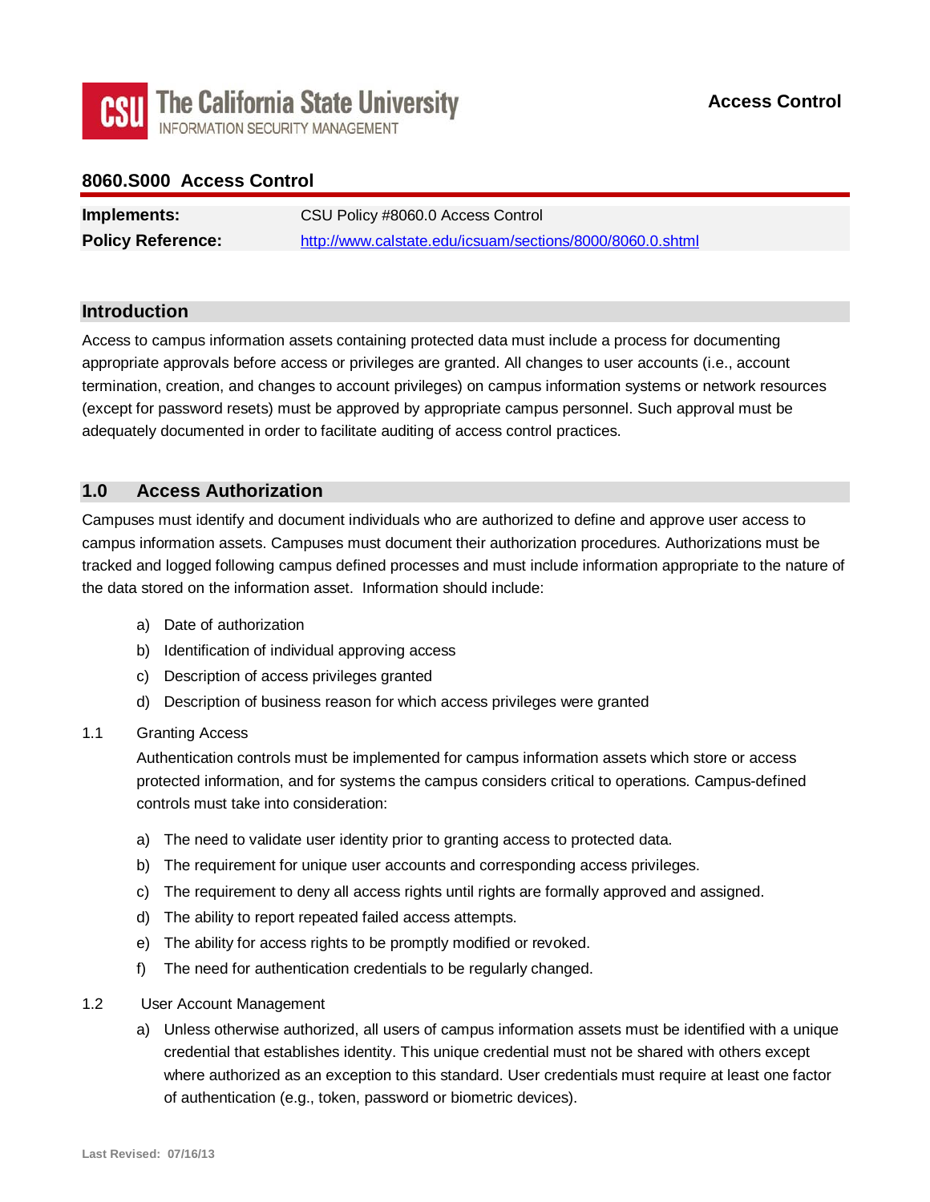# 8060.S000 Access Control

| | |
|---|---|
| **Implements:** | CSU Policy #8060.0 Access Control |
| **Policy Reference:** | http://www.calstate.edu/icsuam/sections/8000/8060.0.shtml |

## Introduction

Access to campus information assets containing protected data must include a process for documenting appropriate approvals before access or privileges are granted. All changes to user accounts (i.e., account termination, creation, and changes to account privileges) on campus information systems or network resources (except for password resets) must be approved by appropriate campus personnel. Such approval must be adequately documented in order to facilitate auditing of access control practices.

## 1.0 Access Authorization

Campuses must identify and document individuals who are authorized to define and approve user access to campus information assets. Campuses must document their authorization procedures. Authorizations must be tracked and logged following campus defined processes and must include information appropriate to the nature of the data stored on the information asset. Information should include:

a) Date of authorization
b) Identification of individual approving access
c) Description of access privileges granted
d) Description of business reason for which access privileges were granted

### 1.1 Granting Access

Authentication controls must be implemented for campus information assets which store or access protected information, and for systems the campus considers critical to operations. Campus-defined controls must take into consideration:

a) The need to validate user identity prior to granting access to protected data.
b) The requirement for unique user accounts and corresponding access privileges.
c) The requirement to deny all access rights until rights are formally approved and assigned.
d) The ability to report repeated failed access attempts.
e) The ability for access rights to be promptly modified or revoked.
f) The need for authentication credentials to be regularly changed.

### 1.2 User Account Management

a) Unless otherwise authorized, all users of campus information assets must be identified with a unique credential that establishes identity. This unique credential must not be shared with others except where authorized as an exception to this standard. User credentials must require at least one factor of authentication (e.g., token, password or biometric devices).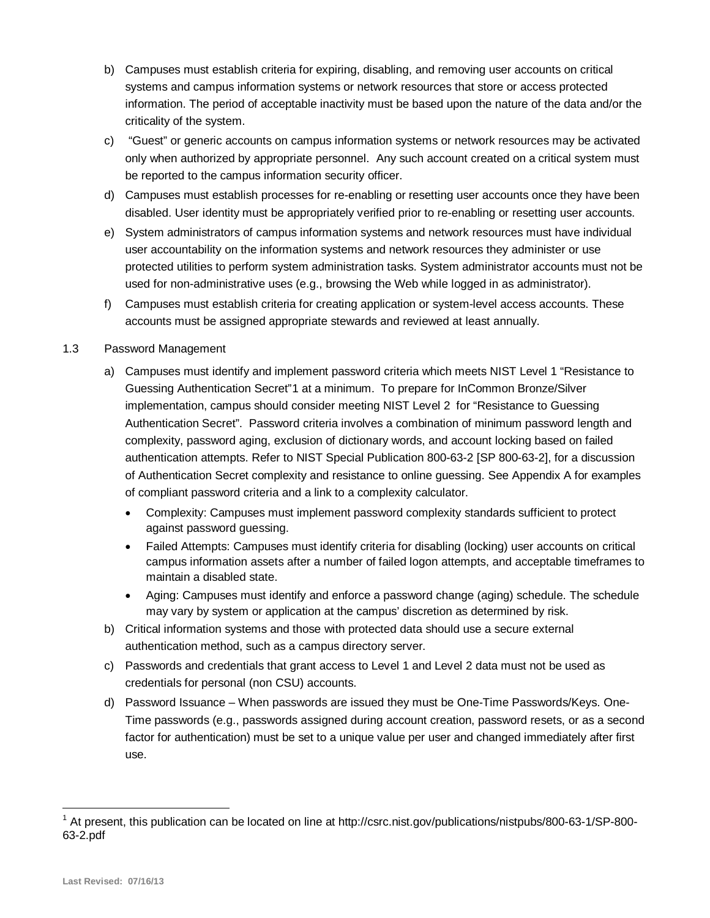b) Campuses must establish criteria for expiring, disabling, and removing user accounts on critical systems and campus information systems or network resources that store or access protected information. The period of acceptable inactivity must be based upon the nature of the data and/or the criticality of the system.

c) "Guest" or generic accounts on campus information systems or network resources may be activated only when authorized by appropriate personnel. Any such account created on a critical system must be reported to the campus information security officer.

d) Campuses must establish processes for re-enabling or resetting user accounts once they have been disabled. User identity must be appropriately verified prior to re-enabling or resetting user accounts.

e) System administrators of campus information systems and network resources must have individual user accountability on the information systems and network resources they administer or use protected utilities to perform system administration tasks. System administrator accounts must not be used for non-administrative uses (e.g., browsing the Web while logged in as administrator).

f) Campuses must establish criteria for creating application or system-level access accounts. These accounts must be assigned appropriate stewards and reviewed at least annually.

## 1.3 Password Management

a) Campuses must identify and implement password criteria which meets NIST Level 1 "Resistance to Guessing Authentication Secret"[1] at a minimum. To prepare for InCommon Bronze/Silver implementation, campus should consider meeting NIST Level 2 for "Resistance to Guessing Authentication Secret". Password criteria involves a combination of minimum password length and complexity, password aging, exclusion of dictionary words, and account locking based on failed authentication attempts. Refer to NIST Special Publication 800-63-2 [SP 800-63-2], for a discussion of Authentication Secret complexity and resistance to online guessing. See Appendix A for examples of compliant password criteria and a link to a complexity calculator.

- Complexity: Campuses must implement password complexity standards sufficient to protect against password guessing.
- Failed Attempts: Campuses must identify criteria for disabling (locking) user accounts on critical campus information assets after a number of failed logon attempts, and acceptable timeframes to maintain a disabled state.
- Aging: Campuses must identify and enforce a password change (aging) schedule. The schedule may vary by system or application at the campus' discretion as determined by risk.

b) Critical information systems and those with protected data should use a secure external authentication method, such as a campus directory server.

c) Passwords and credentials that grant access to Level 1 and Level 2 data must not be used as credentials for personal (non CSU) accounts.

d) Password Issuance – When passwords are issued they must be One-Time Passwords/Keys. One-Time passwords (e.g., passwords assigned during account creation, password resets, or as a second factor for authentication) must be set to a unique value per user and changed immediately after first use.

---

[1] At present, this publication can be located on line at http://csrc.nist.gov/publications/nistpubs/800-63-1/SP-800-63-2.pdf

Last Revised: 07/16/13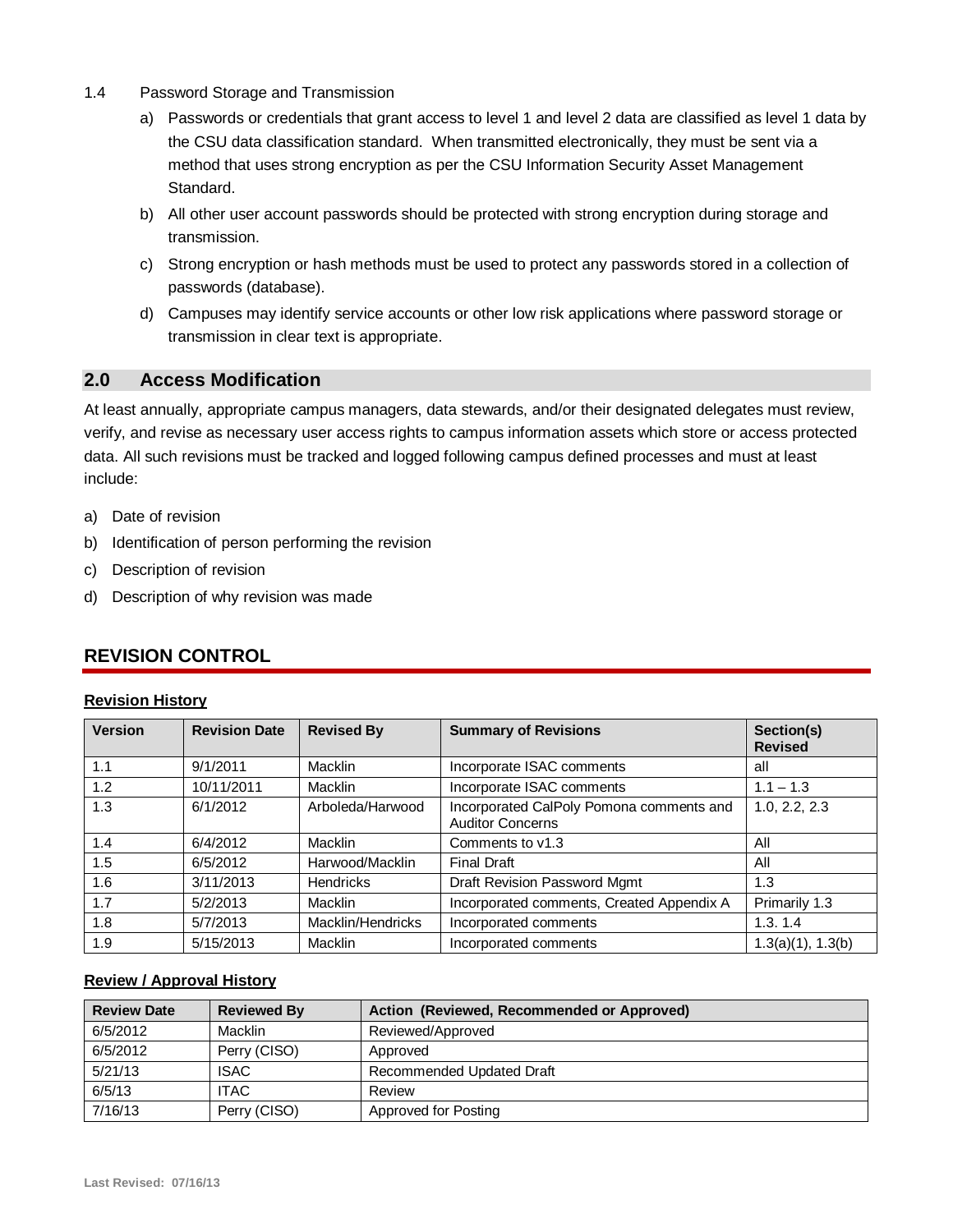1.4 Password Storage and Transmission

a) Passwords or credentials that grant access to level 1 and level 2 data are classified as level 1 data by the CSU data classification standard. When transmitted electronically, they must be sent via a method that uses strong encryption as per the CSU Information Security Asset Management Standard.

b) All other user account passwords should be protected with strong encryption during storage and transmission.

c) Strong encryption or hash methods must be used to protect any passwords stored in a collection of passwords (database).

d) Campuses may identify service accounts or other low risk applications where password storage or transmission in clear text is appropriate.

## 2.0 Access Modification

At least annually, appropriate campus managers, data stewards, and/or their designated delegates must review, verify, and revise as necessary user access rights to campus information assets which store or access protected data. All such revisions must be tracked and logged following campus defined processes and must at least include:

a) Date of revision
b) Identification of person performing the revision
c) Description of revision
d) Description of why revision was made

## REVISION CONTROL

**Revision History**

| Version | Revision Date | Revised By | Summary of Revisions | Section(s) Revised |
|---|---|---|---|---|
| 1.1 | 9/1/2011 | Macklin | Incorporate ISAC comments | all |
| 1.2 | 10/11/2011 | Macklin | Incorporate ISAC comments | 1.1 – 1.3 |
| 1.3 | 6/1/2012 | Arboleda/Harwood | Incorporated CalPoly Pomona comments and Auditor Concerns | 1.0, 2.2, 2.3 |
| 1.4 | 6/4/2012 | Macklin | Comments to v1.3 | All |
| 1.5 | 6/5/2012 | Harwood/Macklin | Final Draft | All |
| 1.6 | 3/11/2013 | Hendricks | Draft Revision Password Mgmt | 1.3 |
| 1.7 | 5/2/2013 | Macklin | Incorporated comments, Created Appendix A | Primarily 1.3 |
| 1.8 | 5/7/2013 | Macklin/Hendricks | Incorporated comments | 1.3. 1.4 |
| 1.9 | 5/15/2013 | Macklin | Incorporated comments | 1.3(a)(1), 1.3(b) |

**Review / Approval History**

| Review Date | Reviewed By | Action (Reviewed, Recommended or Approved) |
|---|---|---|
| 6/5/2012 | Macklin | Reviewed/Approved |
| 6/5/2012 | Perry (CISO) | Approved |
| 5/21/13 | ISAC | Recommended Updated Draft |
| 6/5/13 | ITAC | Review |
| 7/16/13 | Perry (CISO) | Approved for Posting |